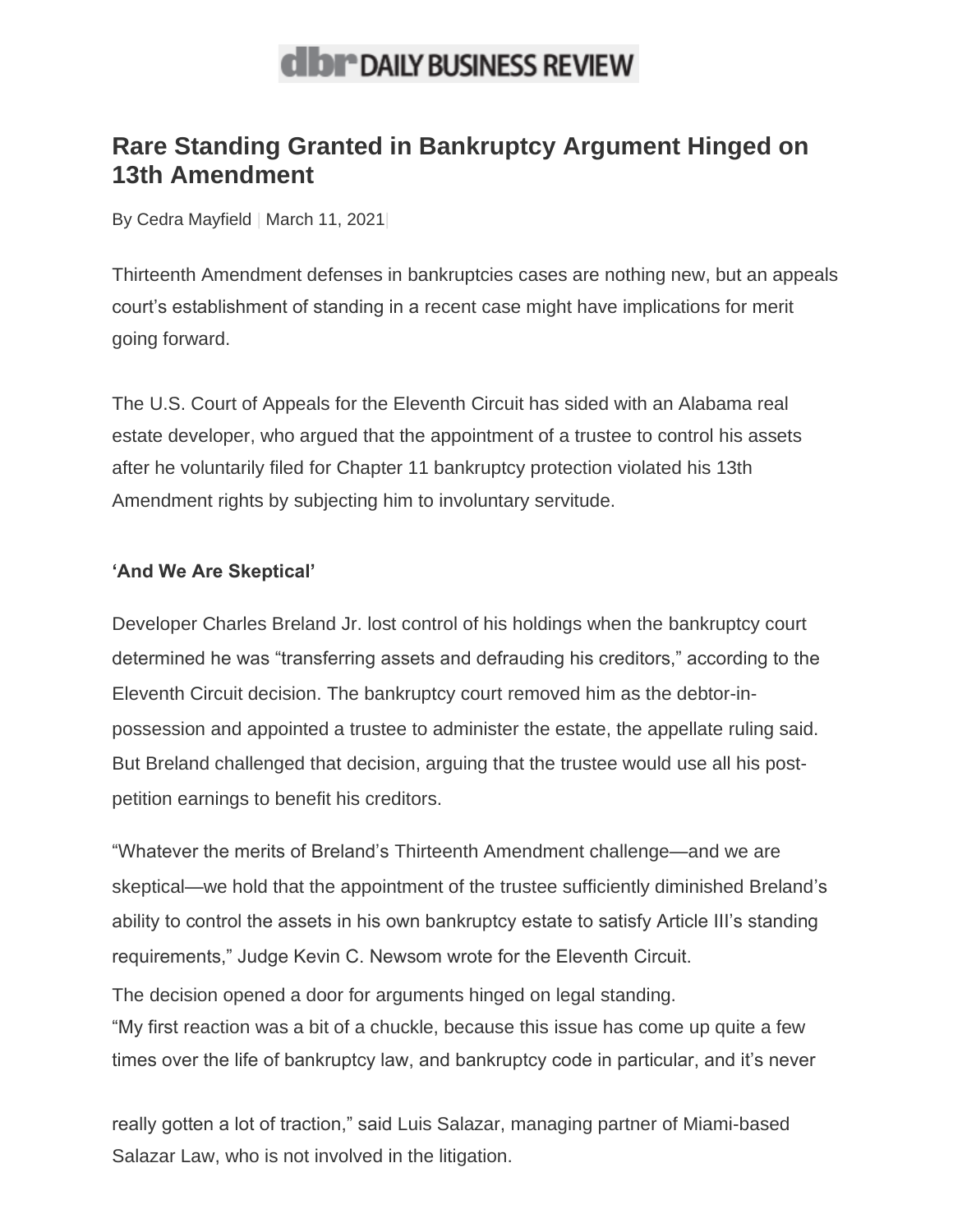# Rare Standing Granted in Bankruptcy Argument Hinged on 13th Amendment

By Cedra Mayfield | March 11, 2021

Thirteenth Amendment defenses in bankruptcies cases are nothing new, but an appeals court's establishment of standing in a recent case might have implications for merit going forward.

The U.S. Court of Appeals for the Eleventh Circuit has sided with an Alabama real estate developer, who argued that the appointment of a trustee to control his assets after he voluntarily filed for Chapter 11 bankruptcy protection violated his 13th Amendment rights by subjecting him to involuntary servitude.

**'And We Are Skeptical'**

Developer Charles Breland Jr. lost control of his holdings when the bankruptcy court determined he was "transferring assets and defrauding his creditors," according to the Eleventh Circuit decision. The bankruptcy court removed him as the debtor-in-possession and appointed a trustee to administer the estate, the appellate ruling said. But Breland challenged that decision, arguing that the trustee would use all his post-petition earnings to benefit his creditors.

"Whatever the merits of Breland's Thirteenth Amendment challenge—and we are skeptical—we hold that the appointment of the trustee sufficiently diminished Breland's ability to control the assets in his own bankruptcy estate to satisfy Article III's standing requirements," Judge Kevin C. Newsom wrote for the Eleventh Circuit.

The decision opened a door for arguments hinged on legal standing.

"My first reaction was a bit of a chuckle, because this issue has come up quite a few times over the life of bankruptcy law, and bankruptcy code in particular, and it's never really gotten a lot of traction," said Luis Salazar, managing partner of Miami-based Salazar Law, who is not involved in the litigation.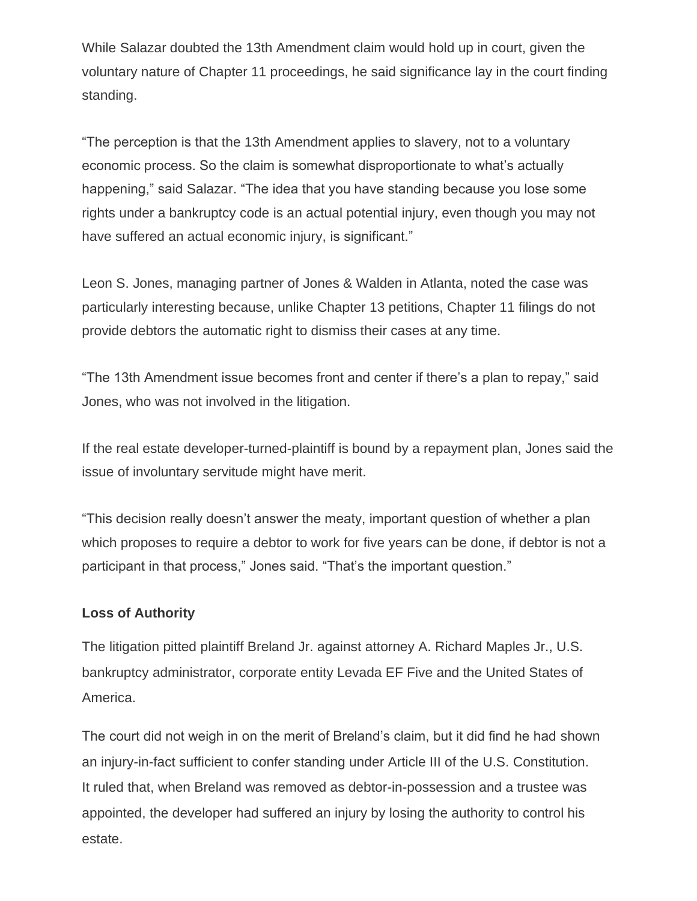While Salazar doubted the 13th Amendment claim would hold up in court, given the voluntary nature of Chapter 11 proceedings, he said significance lay in the court finding standing.

“The perception is that the 13th Amendment applies to slavery, not to a voluntary economic process. So the claim is somewhat disproportionate to what’s actually happening,” said Salazar. “The idea that you have standing because you lose some rights under a bankruptcy code is an actual potential injury, even though you may not have suffered an actual economic injury, is significant.”

Leon S. Jones, managing partner of Jones & Walden in Atlanta, noted the case was particularly interesting because, unlike Chapter 13 petitions, Chapter 11 filings do not provide debtors the automatic right to dismiss their cases at any time.

“The 13th Amendment issue becomes front and center if there’s a plan to repay,” said Jones, who was not involved in the litigation.

If the real estate developer-turned-plaintiff is bound by a repayment plan, Jones said the issue of involuntary servitude might have merit.

“This decision really doesn’t answer the meaty, important question of whether a plan which proposes to require a debtor to work for five years can be done, if debtor is not a participant in that process,” Jones said. “That’s the important question.”

**Loss of Authority**

The litigation pitted plaintiff Breland Jr. against attorney A. Richard Maples Jr., U.S. bankruptcy administrator, corporate entity Levada EF Five and the United States of America.

The court did not weigh in on the merit of Breland’s claim, but it did find he had shown an injury-in-fact sufficient to confer standing under Article III of the U.S. Constitution. It ruled that, when Breland was removed as debtor-in-possession and a trustee was appointed, the developer had suffered an injury by losing the authority to control his estate.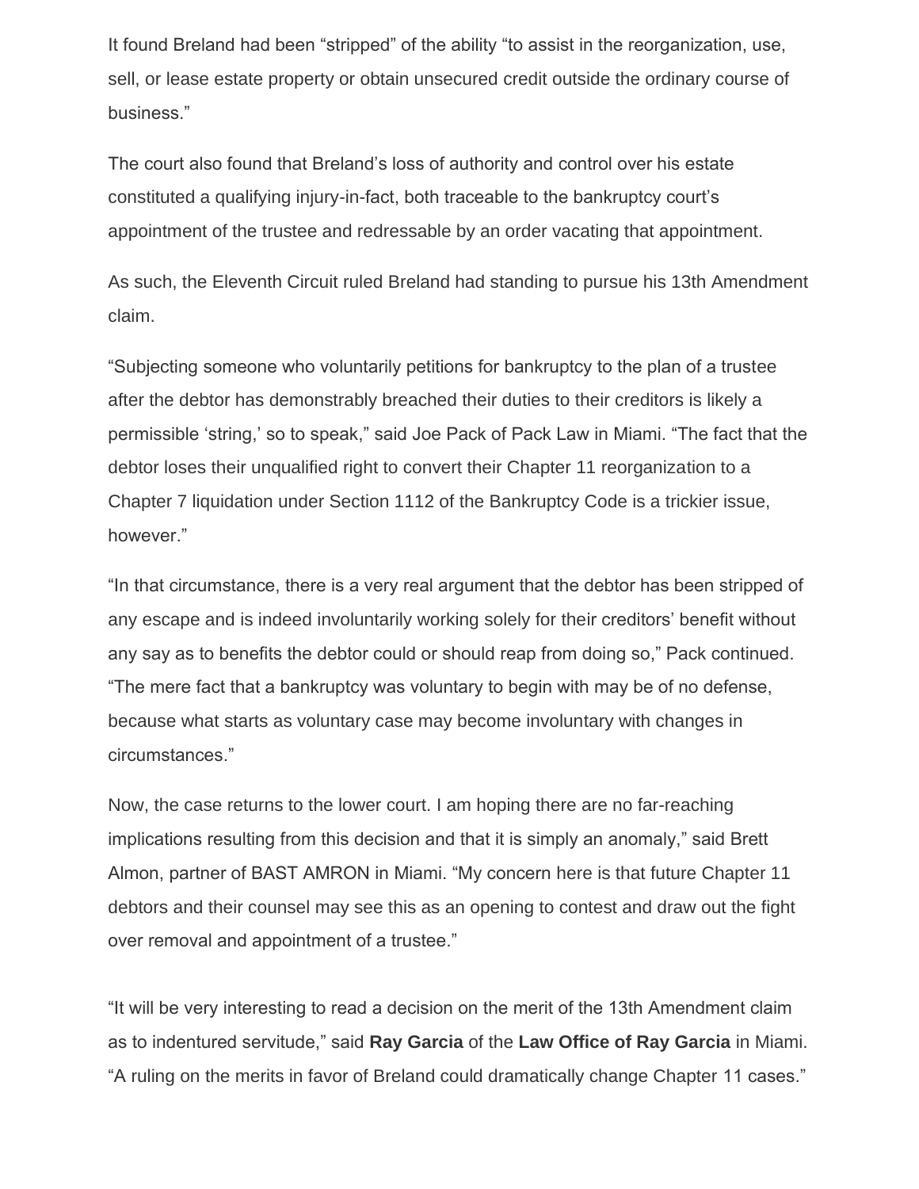It found Breland had been “stripped” of the ability “to assist in the reorganization, use, sell, or lease estate property or obtain unsecured credit outside the ordinary course of business.”

The court also found that Breland’s loss of authority and control over his estate constituted a qualifying injury-in-fact, both traceable to the bankruptcy court’s appointment of the trustee and redressable by an order vacating that appointment.

As such, the Eleventh Circuit ruled Breland had standing to pursue his 13th Amendment claim.

“Subjecting someone who voluntarily petitions for bankruptcy to the plan of a trustee after the debtor has demonstrably breached their duties to their creditors is likely a permissible ‘string,’ so to speak,” said Joe Pack of Pack Law in Miami. “The fact that the debtor loses their unqualified right to convert their Chapter 11 reorganization to a Chapter 7 liquidation under Section 1112 of the Bankruptcy Code is a trickier issue, however.”

“In that circumstance, there is a very real argument that the debtor has been stripped of any escape and is indeed involuntarily working solely for their creditors’ benefit without any say as to benefits the debtor could or should reap from doing so,” Pack continued. “The mere fact that a bankruptcy was voluntary to begin with may be of no defense, because what starts as voluntary case may become involuntary with changes in circumstances.”

Now, the case returns to the lower court. I am hoping there are no far-reaching implications resulting from this decision and that it is simply an anomaly,” said Brett Almon, partner of BAST AMRON in Miami. “My concern here is that future Chapter 11 debtors and their counsel may see this as an opening to contest and draw out the fight over removal and appointment of a trustee.”

“It will be very interesting to read a decision on the merit of the 13th Amendment claim as to indentured servitude,” said **Ray Garcia** of the **Law Office of Ray Garcia** in Miami. “A ruling on the merits in favor of Breland could dramatically change Chapter 11 cases.”